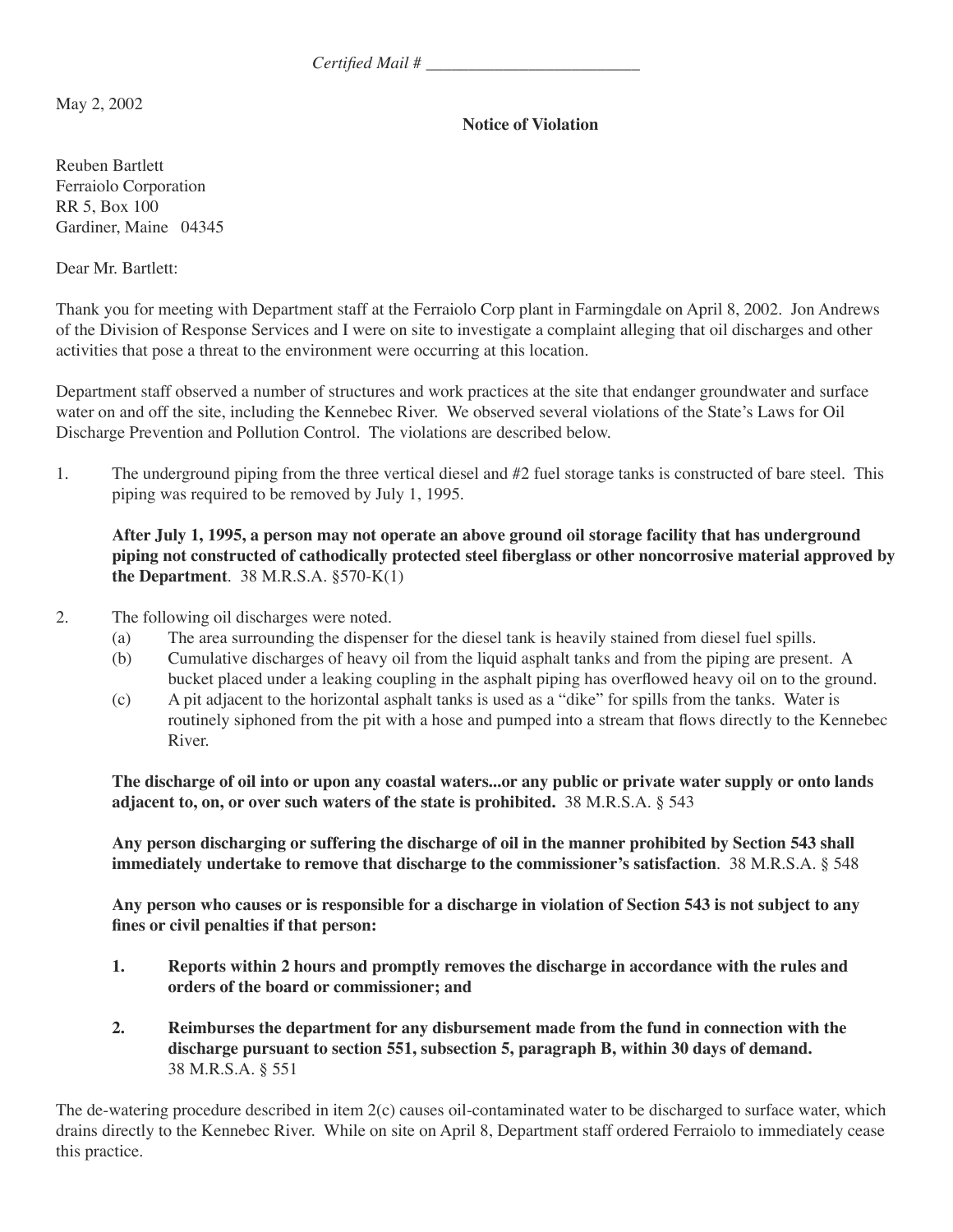*Certified Mail # _________________________*

May 2, 2002

**Notice of Violation**

Reuben Bartlett
Ferraiolo Corporation
RR 5, Box 100
Gardiner, Maine 04345

Dear Mr. Bartlett:

Thank you for meeting with Department staff at the Ferraiolo Corp plant in Farmingdale on April 8, 2002. Jon Andrews of the Division of Response Services and I were on site to investigate a complaint alleging that oil discharges and other activities that pose a threat to the environment were occurring at this location.

Department staff observed a number of structures and work practices at the site that endanger groundwater and surface water on and off the site, including the Kennebec River. We observed several violations of the State's Laws for Oil Discharge Prevention and Pollution Control. The violations are described below.

1. The underground piping from the three vertical diesel and #2 fuel storage tanks is constructed of bare steel. This piping was required to be removed by July 1, 1995.

   **After July 1, 1995, a person may not operate an above ground oil storage facility that has underground piping not constructed of cathodically protected steel fiberglass or other noncorrosive material approved by the Department**. 38 M.R.S.A. §570-K(1)

2. The following oil discharges were noted.
   (a) The area surrounding the dispenser for the diesel tank is heavily stained from diesel fuel spills.
   (b) Cumulative discharges of heavy oil from the liquid asphalt tanks and from the piping are present. A bucket placed under a leaking coupling in the asphalt piping has overflowed heavy oil on to the ground.
   (c) A pit adjacent to the horizontal asphalt tanks is used as a "dike" for spills from the tanks. Water is routinely siphoned from the pit with a hose and pumped into a stream that flows directly to the Kennebec River.

   **The discharge of oil into or upon any coastal waters...or any public or private water supply or onto lands adjacent to, on, or over such waters of the state is prohibited.** 38 M.R.S.A. § 543

   **Any person discharging or suffering the discharge of oil in the manner prohibited by Section 543 shall immediately undertake to remove that discharge to the commissioner's satisfaction**. 38 M.R.S.A. § 548

   **Any person who causes or is responsible for a discharge in violation of Section 543 is not subject to any fines or civil penalties if that person:**

   1. **Reports within 2 hours and promptly removes the discharge in accordance with the rules and orders of the board or commissioner; and**

   2. **Reimburses the department for any disbursement made from the fund in connection with the discharge pursuant to section 551, subsection 5, paragraph B, within 30 days of demand.** 38 M.R.S.A. § 551

The de-watering procedure described in item 2(c) causes oil-contaminated water to be discharged to surface water, which drains directly to the Kennebec River. While on site on April 8, Department staff ordered Ferraiolo to immediately cease this practice.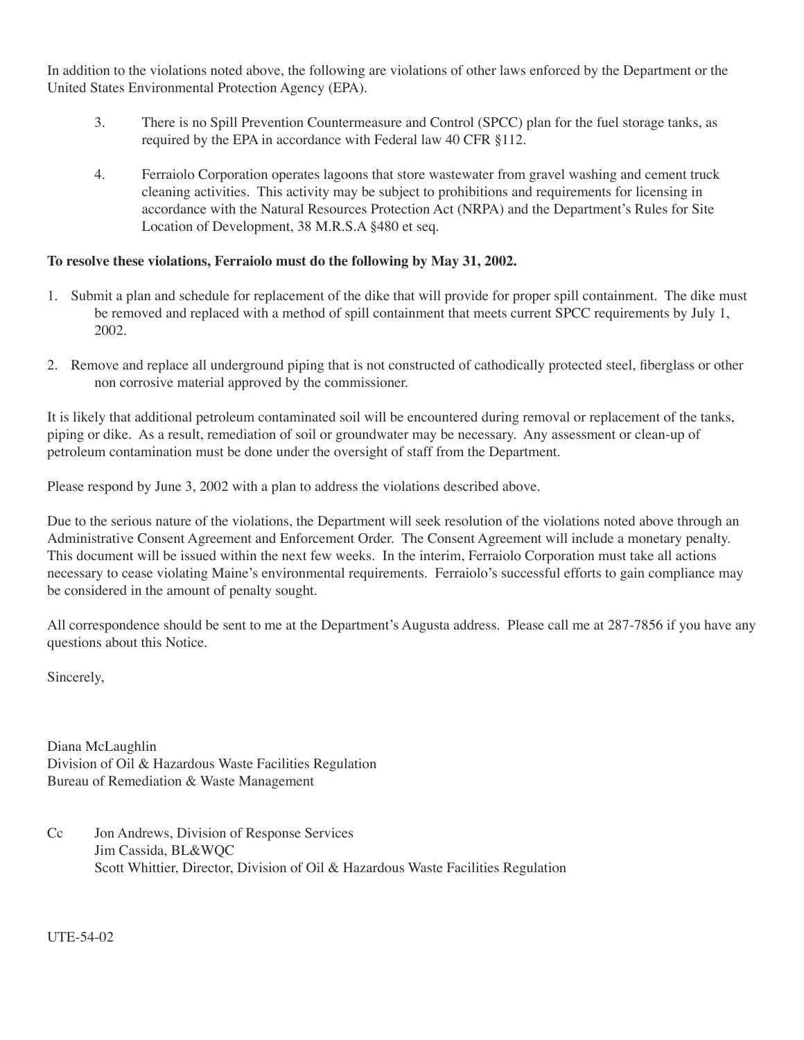In addition to the violations noted above, the following are violations of other laws enforced by the Department or the United States Environmental Protection Agency (EPA).

3. There is no Spill Prevention Countermeasure and Control (SPCC) plan for the fuel storage tanks, as required by the EPA in accordance with Federal law 40 CFR §112.

4. Ferraiolo Corporation operates lagoons that store wastewater from gravel washing and cement truck cleaning activities. This activity may be subject to prohibitions and requirements for licensing in accordance with the Natural Resources Protection Act (NRPA) and the Department's Rules for Site Location of Development, 38 M.R.S.A §480 et seq.

**To resolve these violations, Ferraiolo must do the following by May 31, 2002.**

1. Submit a plan and schedule for replacement of the dike that will provide for proper spill containment. The dike must be removed and replaced with a method of spill containment that meets current SPCC requirements by July 1, 2002.

2. Remove and replace all underground piping that is not constructed of cathodically protected steel, fiberglass or other non corrosive material approved by the commissioner.

It is likely that additional petroleum contaminated soil will be encountered during removal or replacement of the tanks, piping or dike. As a result, remediation of soil or groundwater may be necessary. Any assessment or clean-up of petroleum contamination must be done under the oversight of staff from the Department.

Please respond by June 3, 2002 with a plan to address the violations described above.

Due to the serious nature of the violations, the Department will seek resolution of the violations noted above through an Administrative Consent Agreement and Enforcement Order. The Consent Agreement will include a monetary penalty. This document will be issued within the next few weeks. In the interim, Ferraiolo Corporation must take all actions necessary to cease violating Maine's environmental requirements. Ferraiolo's successful efforts to gain compliance may be considered in the amount of penalty sought.

All correspondence should be sent to me at the Department's Augusta address. Please call me at 287-7856 if you have any questions about this Notice.

Sincerely,

Diana McLaughlin
Division of Oil & Hazardous Waste Facilities Regulation
Bureau of Remediation & Waste Management

Cc Jon Andrews, Division of Response Services
Jim Cassida, BL&WQC
Scott Whittier, Director, Division of Oil & Hazardous Waste Facilities Regulation

UTE-54-02